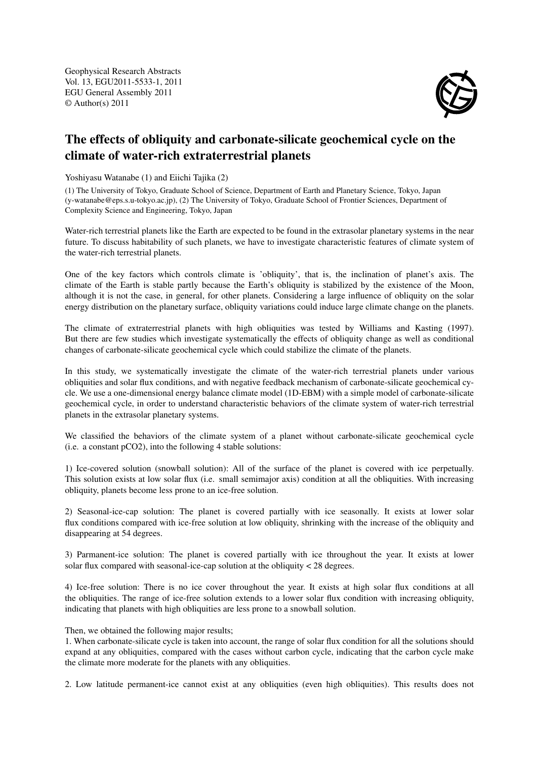Geophysical Research Abstracts
Vol. 13, EGU2011-5533-1, 2011
EGU General Assembly 2011
© Author(s) 2011

# The effects of obliquity and carbonate-silicate geochemical cycle on the climate of water-rich extraterrestrial planets

Yoshiyasu Watanabe (1) and Eiichi Tajika (2)

(1) The University of Tokyo, Graduate School of Science, Department of Earth and Planetary Science, Tokyo, Japan (y-watanabe@eps.s.u-tokyo.ac.jp), (2) The University of Tokyo, Graduate School of Frontier Sciences, Department of Complexity Science and Engineering, Tokyo, Japan

Water-rich terrestrial planets like the Earth are expected to be found in the extrasolar planetary systems in the near future. To discuss habitability of such planets, we have to investigate characteristic features of climate system of the water-rich terrestrial planets.

One of the key factors which controls climate is 'obliquity', that is, the inclination of planet's axis. The climate of the Earth is stable partly because the Earth's obliquity is stabilized by the existence of the Moon, although it is not the case, in general, for other planets. Considering a large influence of obliquity on the solar energy distribution on the planetary surface, obliquity variations could induce large climate change on the planets.

The climate of extraterrestrial planets with high obliquities was tested by Williams and Kasting (1997). But there are few studies which investigate systematically the effects of obliquity change as well as conditional changes of carbonate-silicate geochemical cycle which could stabilize the climate of the planets.

In this study, we systematically investigate the climate of the water-rich terrestrial planets under various obliquities and solar flux conditions, and with negative feedback mechanism of carbonate-silicate geochemical cycle. We use a one-dimensional energy balance climate model (1D-EBM) with a simple model of carbonate-silicate geochemical cycle, in order to understand characteristic behaviors of the climate system of water-rich terrestrial planets in the extrasolar planetary systems.

We classified the behaviors of the climate system of a planet without carbonate-silicate geochemical cycle (i.e. a constant $pCO_2$), into the following 4 stable solutions:

1) Ice-covered solution (snowball solution): All of the surface of the planet is covered with ice perpetually. This solution exists at low solar flux (i.e. small semimajor axis) condition at all the obliquities. With increasing obliquity, planets become less prone to an ice-free solution.

2) Seasonal-ice-cap solution: The planet is covered partially with ice seasonally. It exists at lower solar flux conditions compared with ice-free solution at low obliquity, shrinking with the increase of the obliquity and disappearing at 54 degrees.

3) Parmanent-ice solution: The planet is covered partially with ice throughout the year. It exists at lower solar flux compared with seasonal-ice-cap solution at the obliquity < 28 degrees.

4) Ice-free solution: There is no ice cover throughout the year. It exists at high solar flux conditions at all the obliquities. The range of ice-free solution extends to a lower solar flux condition with increasing obliquity, indicating that planets with high obliquities are less prone to a snowball solution.

Then, we obtained the following major results;

1. When carbonate-silicate cycle is taken into account, the range of solar flux condition for all the solutions should expand at any obliquities, compared with the cases without carbon cycle, indicating that the carbon cycle make the climate more moderate for the planets with any obliquities.

2. Low latitude permanent-ice cannot exist at any obliquities (even high obliquities). This results does not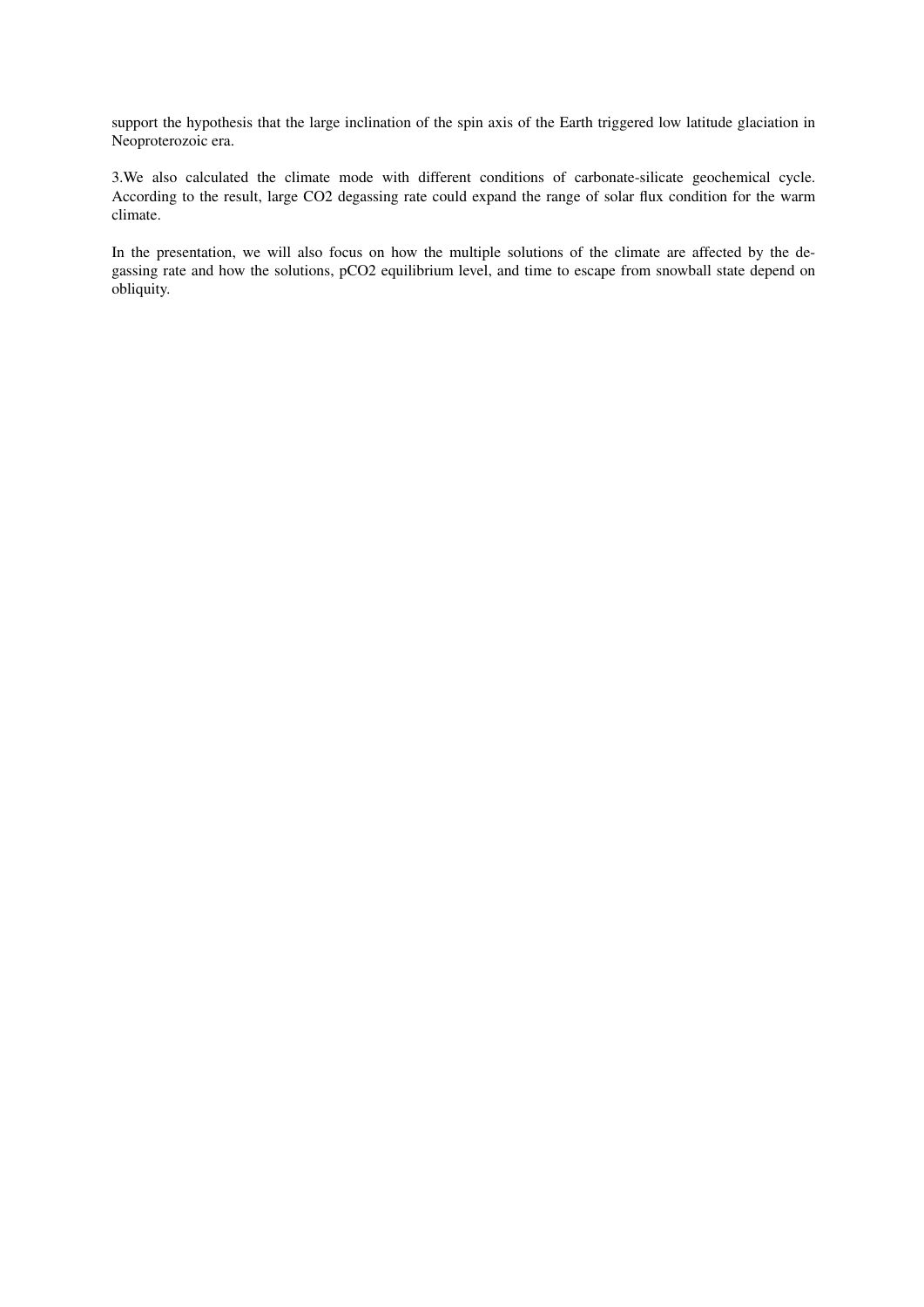support the hypothesis that the large inclination of the spin axis of the Earth triggered low latitude glaciation in Neoproterozoic era.

3.We also calculated the climate mode with different conditions of carbonate-silicate geochemical cycle. According to the result, large $CO_2$ degassing rate could expand the range of solar flux condition for the warm climate.

In the presentation, we will also focus on how the multiple solutions of the climate are affected by the degassing rate and how the solutions, $pCO_2$ equilibrium level, and time to escape from snowball state depend on obliquity.